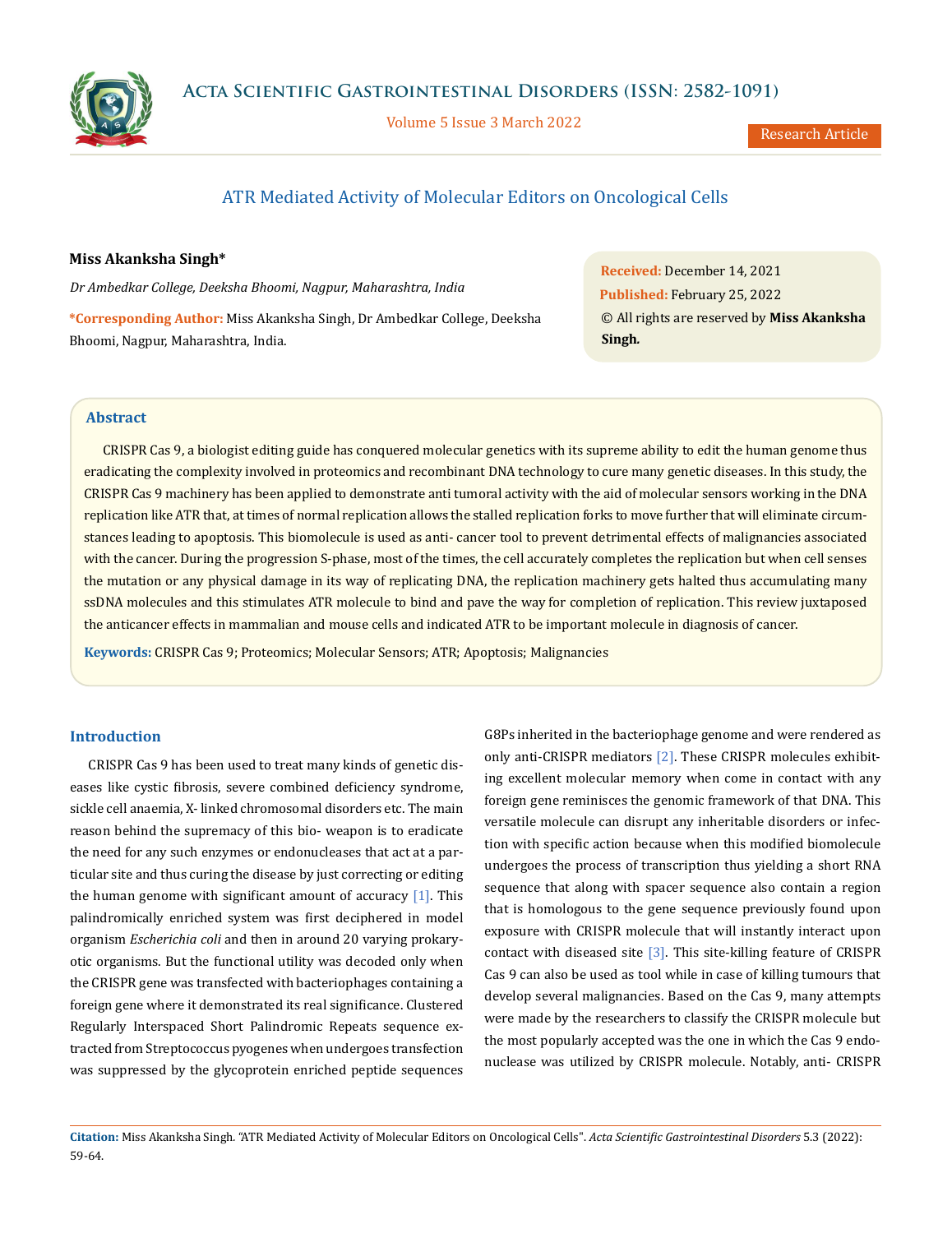# ATR Mediated Activity of Molecular Editors on Oncological Cells

**Miss Akanksha Singh***

*Dr Ambedkar College, Deeksha Bhoomi, Nagpur, Maharashtra, India*

**\*Corresponding Author:** Miss Akanksha Singh, Dr Ambedkar College, Deeksha Bhoomi, Nagpur, Maharashtra, India.

**Received:** December 14, 2021
**Published:** February 25, 2022
© All rights are reserved by **Miss Akanksha Singh.**

## Abstract

CRISPR Cas 9, a biologist editing guide has conquered molecular genetics with its supreme ability to edit the human genome thus eradicating the complexity involved in proteomics and recombinant DNA technology to cure many genetic diseases. In this study, the CRISPR Cas 9 machinery has been applied to demonstrate anti tumoral activity with the aid of molecular sensors working in the DNA replication like ATR that, at times of normal replication allows the stalled replication forks to move further that will eliminate circumstances leading to apoptosis. This biomolecule is used as anti- cancer tool to prevent detrimental effects of malignancies associated with the cancer. During the progression S-phase, most of the times, the cell accurately completes the replication but when cell senses the mutation or any physical damage in its way of replicating DNA, the replication machinery gets halted thus accumulating many ssDNA molecules and this stimulates ATR molecule to bind and pave the way for completion of replication. This review juxtaposed the anticancer effects in mammalian and mouse cells and indicated ATR to be important molecule in diagnosis of cancer.

**Keywords:** CRISPR Cas 9; Proteomics; Molecular Sensors; ATR; Apoptosis; Malignancies

## Introduction

CRISPR Cas 9 has been used to treat many kinds of genetic diseases like cystic fibrosis, severe combined deficiency syndrome, sickle cell anaemia, X- linked chromosomal disorders etc. The main reason behind the supremacy of this bio- weapon is to eradicate the need for any such enzymes or endonucleases that act at a particular site and thus curing the disease by just correcting or editing the human genome with significant amount of accuracy [1]. This palindromically enriched system was first deciphered in model organism *Escherichia coli* and then in around 20 varying prokaryotic organisms. But the functional utility was decoded only when the CRISPR gene was transfected with bacteriophages containing a foreign gene where it demonstrated its real significance. Clustered Regularly Interspaced Short Palindromic Repeats sequence extracted from Streptococcus pyogenes when undergoes transfection was suppressed by the glycoprotein enriched peptide sequences G8Ps inherited in the bacteriophage genome and were rendered as only anti-CRISPR mediators [2]. These CRISPR molecules exhibiting excellent molecular memory when come in contact with any foreign gene reminisces the genomic framework of that DNA. This versatile molecule can disrupt any inheritable disorders or infection with specific action because when this modified biomolecule undergoes the process of transcription thus yielding a short RNA sequence that along with spacer sequence also contain a region that is homologous to the gene sequence previously found upon exposure with CRISPR molecule that will instantly interact upon contact with diseased site [3]. This site-killing feature of CRISPR Cas 9 can also be used as tool while in case of killing tumours that develop several malignancies. Based on the Cas 9, many attempts were made by the researchers to classify the CRISPR molecule but the most popularly accepted was the one in which the Cas 9 endonuclease was utilized by CRISPR molecule. Notably, anti- CRISPR

**Citation:** Miss Akanksha Singh. "ATR Mediated Activity of Molecular Editors on Oncological Cells". *Acta Scientific Gastrointestinal Disorders* 5.3 (2022): 59-64.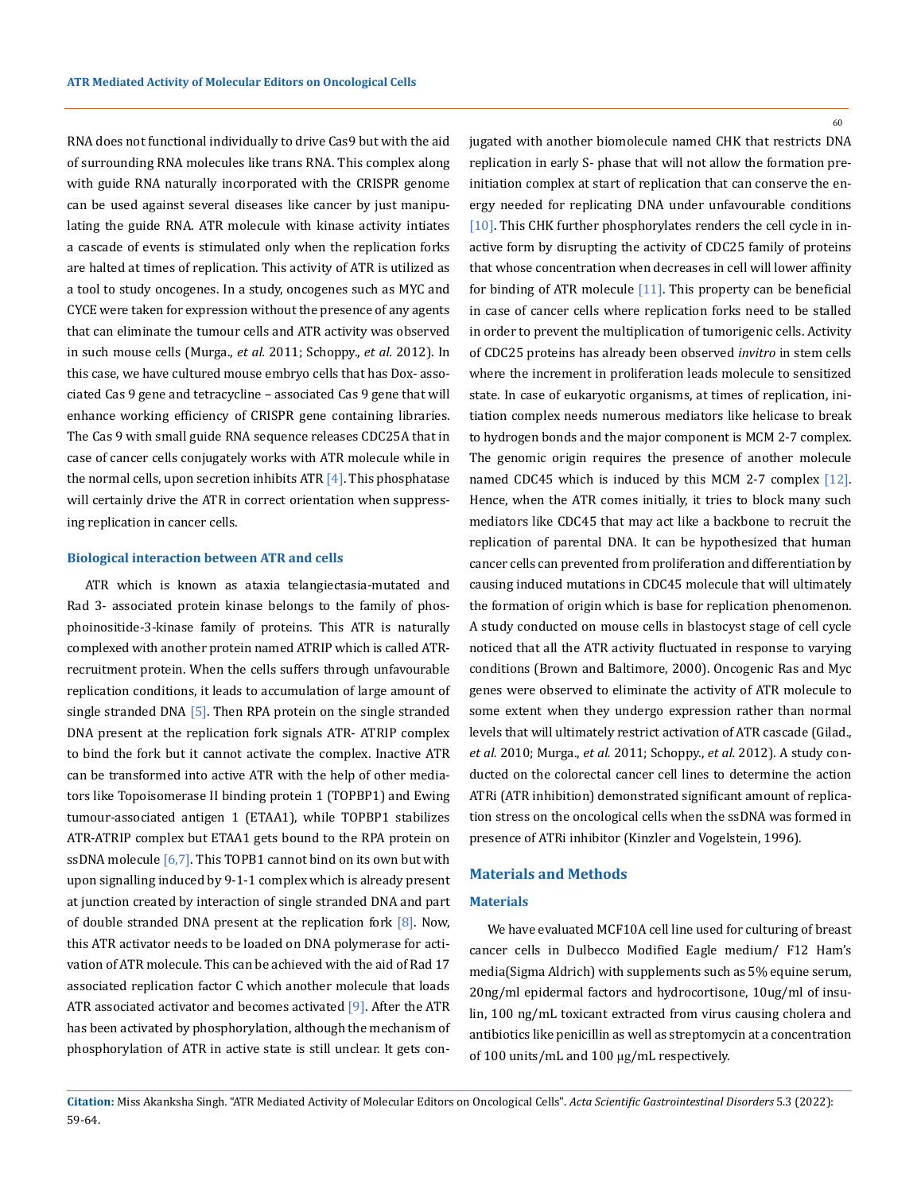RNA does not functional individually to drive Cas9 but with the aid of surrounding RNA molecules like trans RNA. This complex along with guide RNA naturally incorporated with the CRISPR genome can be used against several diseases like cancer by just manipulating the guide RNA. ATR molecule with kinase activity intiates a cascade of events is stimulated only when the replication forks are halted at times of replication. This activity of ATR is utilized as a tool to study oncogenes. In a study, oncogenes such as MYC and CYCE were taken for expression without the presence of any agents that can eliminate the tumour cells and ATR activity was observed in such mouse cells (Murga., *et al.* 2011; Schoppy., *et al.* 2012). In this case, we have cultured mouse embryo cells that has Dox- associated Cas 9 gene and tetracycline – associated Cas 9 gene that will enhance working efficiency of CRISPR gene containing libraries. The Cas 9 with small guide RNA sequence releases CDC25A that in case of cancer cells conjugately works with ATR molecule while in the normal cells, upon secretion inhibits ATR [4]. This phosphatase will certainly drive the ATR in correct orientation when suppressing replication in cancer cells.

### Biological interaction between ATR and cells

ATR which is known as ataxia telangiectasia-mutated and Rad 3- associated protein kinase belongs to the family of phosphoinositide-3-kinase family of proteins. This ATR is naturally complexed with another protein named ATRIP which is called ATR-recruitment protein. When the cells suffers through unfavourable replication conditions, it leads to accumulation of large amount of single stranded DNA [5]. Then RPA protein on the single stranded DNA present at the replication fork signals ATR- ATRIP complex to bind the fork but it cannot activate the complex. Inactive ATR can be transformed into active ATR with the help of other mediators like Topoisomerase II binding protein 1 (TOPBP1) and Ewing tumour-associated antigen 1 (ETAA1), while TOPBP1 stabilizes ATR-ATRIP complex but ETAA1 gets bound to the RPA protein on ssDNA molecule [6,7]. This TOPB1 cannot bind on its own but with upon signalling induced by 9-1-1 complex which is already present at junction created by interaction of single stranded DNA and part of double stranded DNA present at the replication fork [8]. Now, this ATR activator needs to be loaded on DNA polymerase for activation of ATR molecule. This can be achieved with the aid of Rad 17 associated replication factor C which another molecule that loads ATR associated activator and becomes activated [9]. After the ATR has been activated by phosphorylation, although the mechanism of phosphorylation of ATR in active state is still unclear. It gets conjugated with another biomolecule named CHK that restricts DNA replication in early S- phase that will not allow the formation pre-initiation complex at start of replication that can conserve the energy needed for replicating DNA under unfavourable conditions [10]. This CHK further phosphorylates renders the cell cycle in inactive form by disrupting the activity of CDC25 family of proteins that whose concentration when decreases in cell will lower affinity for binding of ATR molecule [11]. This property can be beneficial in case of cancer cells where replication forks need to be stalled in order to prevent the multiplication of tumorigenic cells. Activity of CDC25 proteins has already been observed *invitro* in stem cells where the increment in proliferation leads molecule to sensitized state. In case of eukaryotic organisms, at times of replication, initiation complex needs numerous mediators like helicase to break to hydrogen bonds and the major component is MCM 2-7 complex. The genomic origin requires the presence of another molecule named CDC45 which is induced by this MCM 2-7 complex [12]. Hence, when the ATR comes initially, it tries to block many such mediators like CDC45 that may act like a backbone to recruit the replication of parental DNA. It can be hypothesized that human cancer cells can prevented from proliferation and differentiation by causing induced mutations in CDC45 molecule that will ultimately the formation of origin which is base for replication phenomenon. A study conducted on mouse cells in blastocyst stage of cell cycle noticed that all the ATR activity fluctuated in response to varying conditions (Brown and Baltimore, 2000). Oncogenic Ras and Myc genes were observed to eliminate the activity of ATR molecule to some extent when they undergo expression rather than normal levels that will ultimately restrict activation of ATR cascade (Gilad., *et al.* 2010; Murga., *et al.* 2011; Schoppy., *et al.* 2012). A study conducted on the colorectal cancer cell lines to determine the action ATRi (ATR inhibition) demonstrated significant amount of replication stress on the oncological cells when the ssDNA was formed in presence of ATRi inhibitor (Kinzler and Vogelstein, 1996).

## Materials and Methods

### Materials

We have evaluated MCF10A cell line used for culturing of breast cancer cells in Dulbecco Modified Eagle medium/ F12 Ham's media(Sigma Aldrich) with supplements such as 5% equine serum, 20ng/ml epidermal factors and hydrocortisone, 10ug/ml of insulin, 100 ng/mL toxicant extracted from virus causing cholera and antibiotics like penicillin as well as streptomycin at a concentration of 100 units/mL and 100 μg/mL respectively.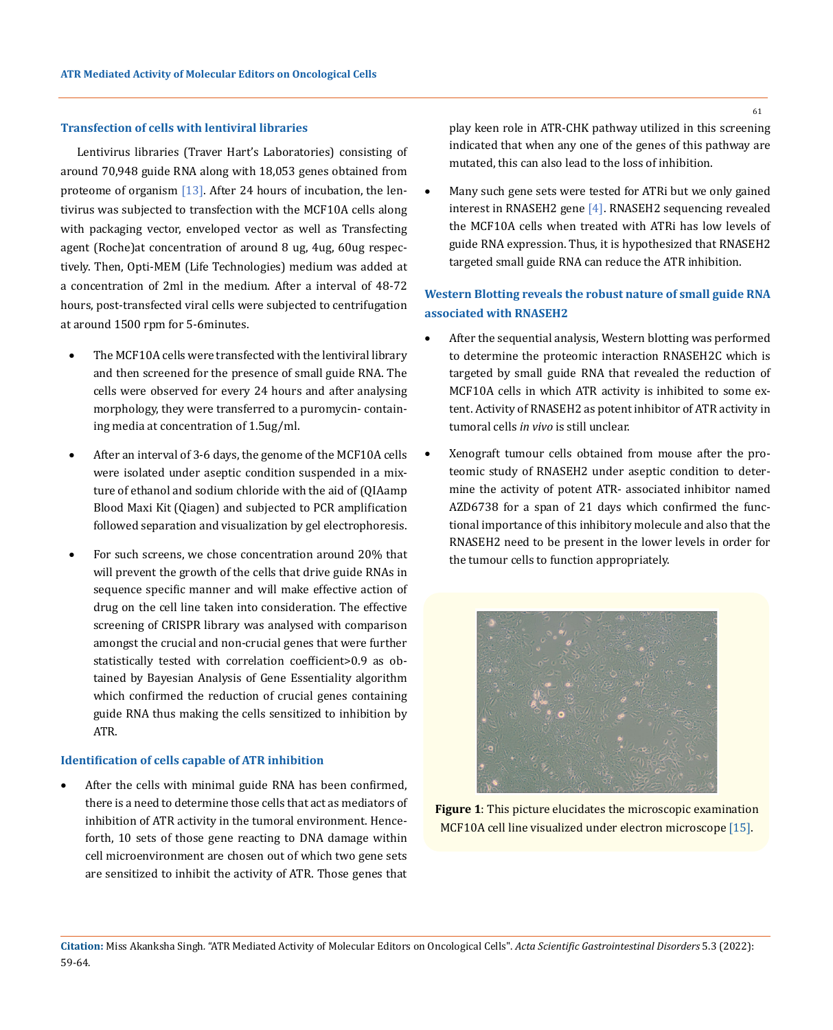### Transfection of cells with lentiviral libraries

Lentivirus libraries (Traver Hart's Laboratories) consisting of around 70,948 guide RNA along with 18,053 genes obtained from proteome of organism [13]. After 24 hours of incubation, the lentivirus was subjected to transfection with the MCF10A cells along with packaging vector, enveloped vector as well as Transfecting agent (Roche)at concentration of around 8 ug, 4ug, 60ug respectively. Then, Opti-MEM (Life Technologies) medium was added at a concentration of 2ml in the medium. After a interval of 48-72 hours, post-transfected viral cells were subjected to centrifugation at around 1500 rpm for 5-6minutes.

- The MCF10A cells were transfected with the lentiviral library and then screened for the presence of small guide RNA. The cells were observed for every 24 hours and after analysing morphology, they were transferred to a puromycin- containing media at concentration of 1.5ug/ml.
- After an interval of 3-6 days, the genome of the MCF10A cells were isolated under aseptic condition suspended in a mixture of ethanol and sodium chloride with the aid of (QIAamp Blood Maxi Kit (Qiagen) and subjected to PCR amplification followed separation and visualization by gel electrophoresis.
- For such screens, we chose concentration around 20% that will prevent the growth of the cells that drive guide RNAs in sequence specific manner and will make effective action of drug on the cell line taken into consideration. The effective screening of CRISPR library was analysed with comparison amongst the crucial and non-crucial genes that were further statistically tested with correlation coefficient>0.9 as obtained by Bayesian Analysis of Gene Essentiality algorithm which confirmed the reduction of crucial genes containing guide RNA thus making the cells sensitized to inhibition by ATR.

### Identification of cells capable of ATR inhibition

- After the cells with minimal guide RNA has been confirmed, there is a need to determine those cells that act as mediators of inhibition of ATR activity in the tumoral environment. Henceforth, 10 sets of those gene reacting to DNA damage within cell microenvironment are chosen out of which two gene sets are sensitized to inhibit the activity of ATR. Those genes that play keen role in ATR-CHK pathway utilized in this screening indicated that when any one of the genes of this pathway are mutated, this can also lead to the loss of inhibition.
- Many such gene sets were tested for ATRi but we only gained interest in RNASEH2 gene [4]. RNASEH2 sequencing revealed the MCF10A cells when treated with ATRi has low levels of guide RNA expression. Thus, it is hypothesized that RNASEH2 targeted small guide RNA can reduce the ATR inhibition.

### Western Blotting reveals the robust nature of small guide RNA associated with RNASEH2

- After the sequential analysis, Western blotting was performed to determine the proteomic interaction RNASEH2C which is targeted by small guide RNA that revealed the reduction of MCF10A cells in which ATR activity is inhibited to some extent. Activity of RNASEH2 as potent inhibitor of ATR activity in tumoral cells *in vivo* is still unclear.
- Xenograft tumour cells obtained from mouse after the proteomic study of RNASEH2 under aseptic condition to determine the activity of potent ATR- associated inhibitor named AZD6738 for a span of 21 days which confirmed the functional importance of this inhibitory molecule and also that the RNASEH2 need to be present in the lower levels in order for the tumour cells to function appropriately.

**Figure 1**: This picture elucidates the microscopic examination MCF10A cell line visualized under electron microscope [15].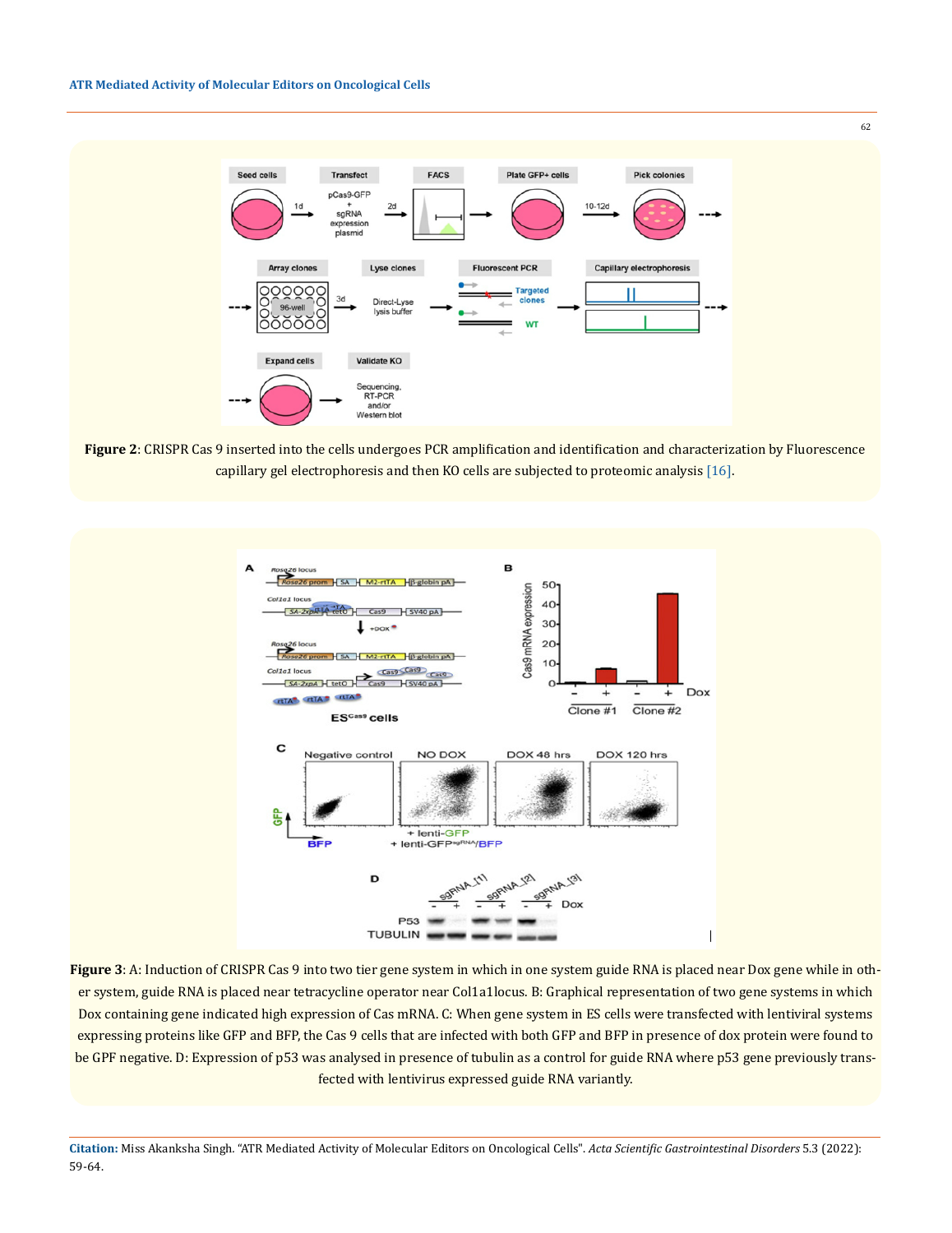**Figure 2**: CRISPR Cas 9 inserted into the cells undergoes PCR amplification and identification and characterization by Fluorescence capillary gel electrophoresis and then KO cells are subjected to proteomic analysis [16].

**Figure 3**: A: Induction of CRISPR Cas 9 into two tier gene system in which in one system guide RNA is placed near Dox gene while in other system, guide RNA is placed near tetracycline operator near Col1a1locus. B: Graphical representation of two gene systems in which Dox containing gene indicated high expression of Cas mRNA. C: When gene system in ES cells were transfected with lentiviral systems expressing proteins like GFP and BFP, the Cas 9 cells that are infected with both GFP and BFP in presence of dox protein were found to be GPF negative. D: Expression of p53 was analysed in presence of tubulin as a control for guide RNA where p53 gene previously transfected with lentivirus expressed guide RNA variantly.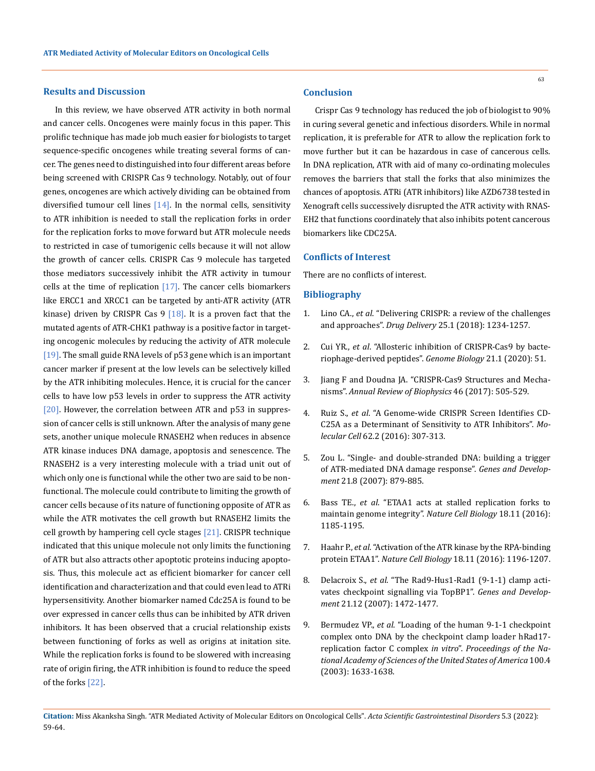## Results and Discussion

In this review, we have observed ATR activity in both normal and cancer cells. Oncogenes were mainly focus in this paper. This prolific technique has made job much easier for biologists to target sequence-specific oncogenes while treating several forms of cancer. The genes need to distinguished into four different areas before being screened with CRISPR Cas 9 technology. Notably, out of four genes, oncogenes are which actively dividing can be obtained from diversified tumour cell lines [14]. In the normal cells, sensitivity to ATR inhibition is needed to stall the replication forks in order for the replication forks to move forward but ATR molecule needs to restricted in case of tumorigenic cells because it will not allow the growth of cancer cells. CRISPR Cas 9 molecule has targeted those mediators successively inhibit the ATR activity in tumour cells at the time of replication [17]. The cancer cells biomarkers like ERCC1 and XRCC1 can be targeted by anti-ATR activity (ATR kinase) driven by CRISPR Cas 9 [18]. It is a proven fact that the mutated agents of ATR-CHK1 pathway is a positive factor in targeting oncogenic molecules by reducing the activity of ATR molecule [19]. The small guide RNA levels of p53 gene which is an important cancer marker if present at the low levels can be selectively killed by the ATR inhibiting molecules. Hence, it is crucial for the cancer cells to have low p53 levels in order to suppress the ATR activity [20]. However, the correlation between ATR and p53 in suppression of cancer cells is still unknown. After the analysis of many gene sets, another unique molecule RNASEH2 when reduces in absence ATR kinase induces DNA damage, apoptosis and senescence. The RNASEH2 is a very interesting molecule with a triad unit out of which only one is functional while the other two are said to be nonfunctional. The molecule could contribute to limiting the growth of cancer cells because of its nature of functioning opposite of ATR as while the ATR motivates the cell growth but RNASEH2 limits the cell growth by hampering cell cycle stages [21]. CRISPR technique indicated that this unique molecule not only limits the functioning of ATR but also attracts other apoptotic proteins inducing apoptosis. Thus, this molecule act as efficient biomarker for cancer cell identification and characterization and that could even lead to ATRi hypersensitivity. Another biomarker named Cdc25A is found to be over expressed in cancer cells thus can be inhibited by ATR driven inhibitors. It has been observed that a crucial relationship exists between functioning of forks as well as origins at initation site. While the replication forks is found to be slowered with increasing rate of origin firing, the ATR inhibition is found to reduce the speed of the forks [22].

## Conclusion

Crispr Cas 9 technology has reduced the job of biologist to 90% in curing several genetic and infectious disorders. While in normal replication, it is preferable for ATR to allow the replication fork to move further but it can be hazardous in case of cancerous cells. In DNA replication, ATR with aid of many co-ordinating molecules removes the barriers that stall the forks that also minimizes the chances of apoptosis. ATRi (ATR inhibitors) like AZD6738 tested in Xenograft cells successively disrupted the ATR activity with RNASEH2 that functions coordinately that also inhibits potent cancerous biomarkers like CDC25A.

## Conflicts of Interest

There are no conflicts of interest.

## Bibliography

1. Lino CA., *et al*. "Delivering CRISPR: a review of the challenges and approaches". *Drug Delivery* 25.1 (2018): 1234-1257.
2. Cui YR., *et al*. "Allosteric inhibition of CRISPR-Cas9 by bacteriophage-derived peptides". *Genome Biology* 21.1 (2020): 51.
3. Jiang F and Doudna JA. "CRISPR-Cas9 Structures and Mechanisms". *Annual Review of Biophysics* 46 (2017): 505-529.
4. Ruiz S., *et al*. "A Genome-wide CRISPR Screen Identifies CDC25A as a Determinant of Sensitivity to ATR Inhibitors". *Molecular Cell* 62.2 (2016): 307-313.
5. Zou L. "Single- and double-stranded DNA: building a trigger of ATR-mediated DNA damage response". *Genes and Development* 21.8 (2007): 879-885.
6. Bass TE., *et al*. "ETAA1 acts at stalled replication forks to maintain genome integrity". *Nature Cell Biology* 18.11 (2016): 1185-1195.
7. Haahr P., *et al*. "Activation of the ATR kinase by the RPA-binding protein ETAA1". *Nature Cell Biology* 18.11 (2016): 1196-1207.
8. Delacroix S., *et al*. "The Rad9-Hus1-Rad1 (9-1-1) clamp activates checkpoint signalling via TopBP1". *Genes and Development* 21.12 (2007): 1472-1477.
9. Bermudez VP., *et al*. "Loading of the human 9-1-1 checkpoint complex onto DNA by the checkpoint clamp loader hRad17-replication factor C complex *in vitro*". *Proceedings of the National Academy of Sciences of the United States of America* 100.4 (2003): 1633-1638.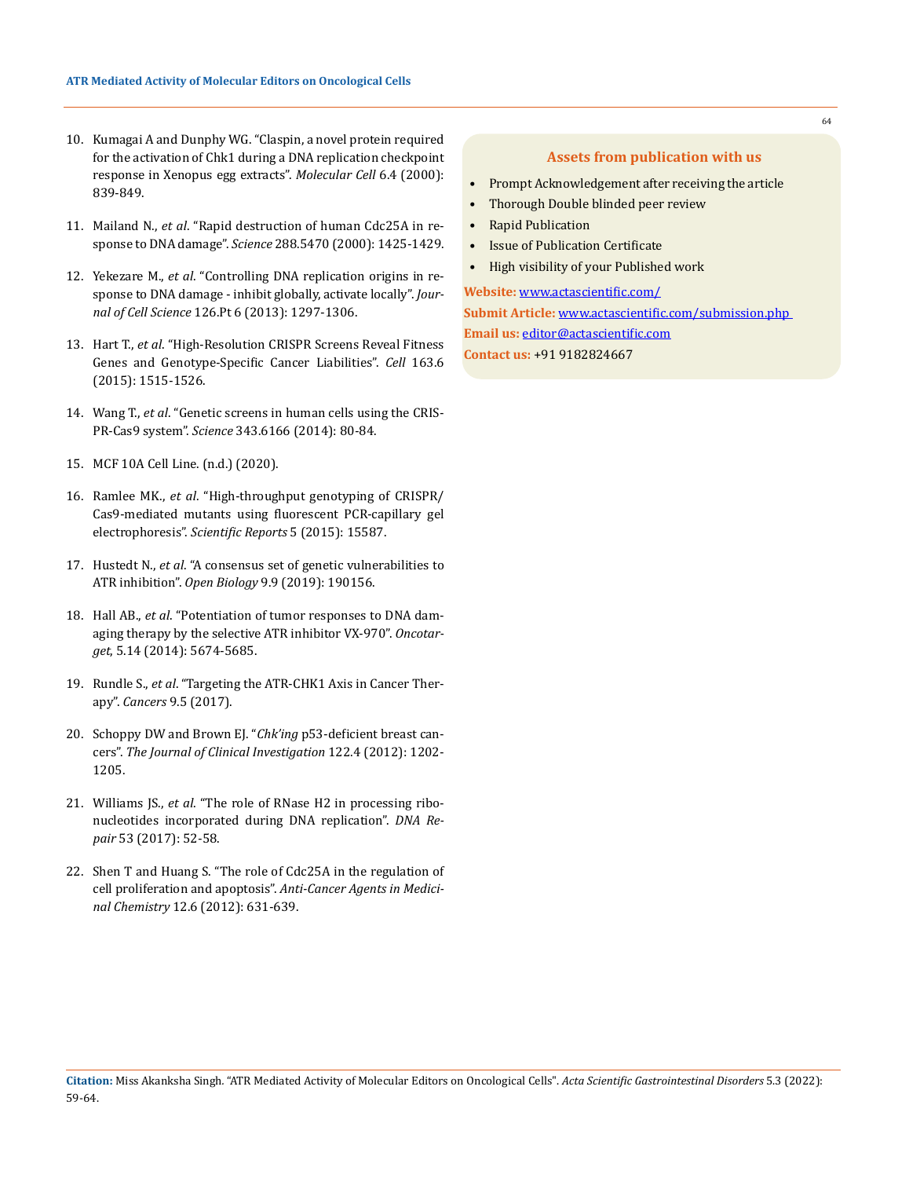10. Kumagai A and Dunphy WG. "Claspin, a novel protein required for the activation of Chk1 during a DNA replication checkpoint response in Xenopus egg extracts". *Molecular Cell* 6.4 (2000): 839-849.

11. Mailand N., *et al*. "Rapid destruction of human Cdc25A in response to DNA damage". *Science* 288.5470 (2000): 1425-1429.

12. Yekezare M., *et al*. "Controlling DNA replication origins in response to DNA damage - inhibit globally, activate locally". *Journal of Cell Science* 126.Pt 6 (2013): 1297-1306.

13. Hart T., *et al*. "High-Resolution CRISPR Screens Reveal Fitness Genes and Genotype-Specific Cancer Liabilities". *Cell* 163.6 (2015): 1515-1526.

14. Wang T., *et al*. "Genetic screens in human cells using the CRISPR-Cas9 system". *Science* 343.6166 (2014): 80-84.

15. MCF 10A Cell Line. (n.d.) (2020).

16. Ramlee MK., *et al*. "High-throughput genotyping of CRISPR/Cas9-mediated mutants using fluorescent PCR-capillary gel electrophoresis". *Scientific Reports* 5 (2015): 15587.

17. Hustedt N., *et al*. "A consensus set of genetic vulnerabilities to ATR inhibition". *Open Biology* 9.9 (2019): 190156.

18. Hall AB., *et al*. "Potentiation of tumor responses to DNA damaging therapy by the selective ATR inhibitor VX-970". *Oncotarget,* 5.14 (2014): 5674-5685.

19. Rundle S., *et al*. "Targeting the ATR-CHK1 Axis in Cancer Therapy". *Cancers* 9.5 (2017).

20. Schoppy DW and Brown EJ. "*Chk'ing* p53-deficient breast cancers". *The Journal of Clinical Investigation* 122.4 (2012): 1202-1205.

21. Williams JS., *et al*. "The role of RNase H2 in processing ribonucleotides incorporated during DNA replication". *DNA Repair* 53 (2017): 52-58.

22. Shen T and Huang S. "The role of Cdc25A in the regulation of cell proliferation and apoptosis". *Anti-Cancer Agents in Medicinal Chemistry* 12.6 (2012): 631-639.

### Assets from publication with us

- Prompt Acknowledgement after receiving the article
- Thorough Double blinded peer review
- Rapid Publication
- Issue of Publication Certificate
- High visibility of your Published work

**Website:** www.actascientific.com/
**Submit Article:** www.actascientific.com/submission.php
**Email us:** editor@actascientific.com
**Contact us:** +91 9182824667